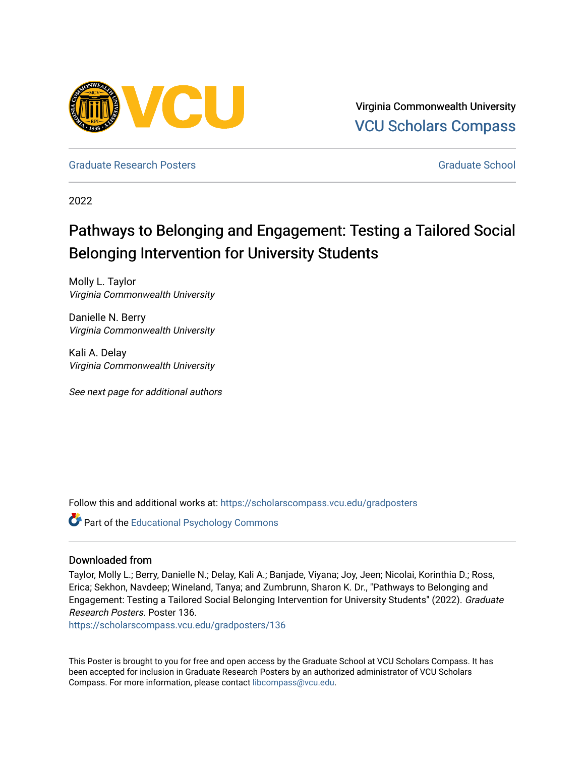Virginia Commonwealth University
VCU Scholars Compass

Graduate Research Posters | Graduate School

2022

# Pathways to Belonging and Engagement: Testing a Tailored Social Belonging Intervention for University Students

Molly L. Taylor
*Virginia Commonwealth University*

Danielle N. Berry
*Virginia Commonwealth University*

Kali A. Delay
*Virginia Commonwealth University*

*See next page for additional authors*

Follow this and additional works at: https://scholarscompass.vcu.edu/gradposters

Part of the Educational Psychology Commons

## Downloaded from

Taylor, Molly L.; Berry, Danielle N.; Delay, Kali A.; Banjade, Viyana; Joy, Jeen; Nicolai, Korinthia D.; Ross, Erica; Sekhon, Navdeep; Wineland, Tanya; and Zumbrunn, Sharon K. Dr., "Pathways to Belonging and Engagement: Testing a Tailored Social Belonging Intervention for University Students" (2022). *Graduate Research Posters.* Poster 136.
https://scholarscompass.vcu.edu/gradposters/136

This Poster is brought to you for free and open access by the Graduate School at VCU Scholars Compass. It has been accepted for inclusion in Graduate Research Posters by an authorized administrator of VCU Scholars Compass. For more information, please contact libcompass@vcu.edu.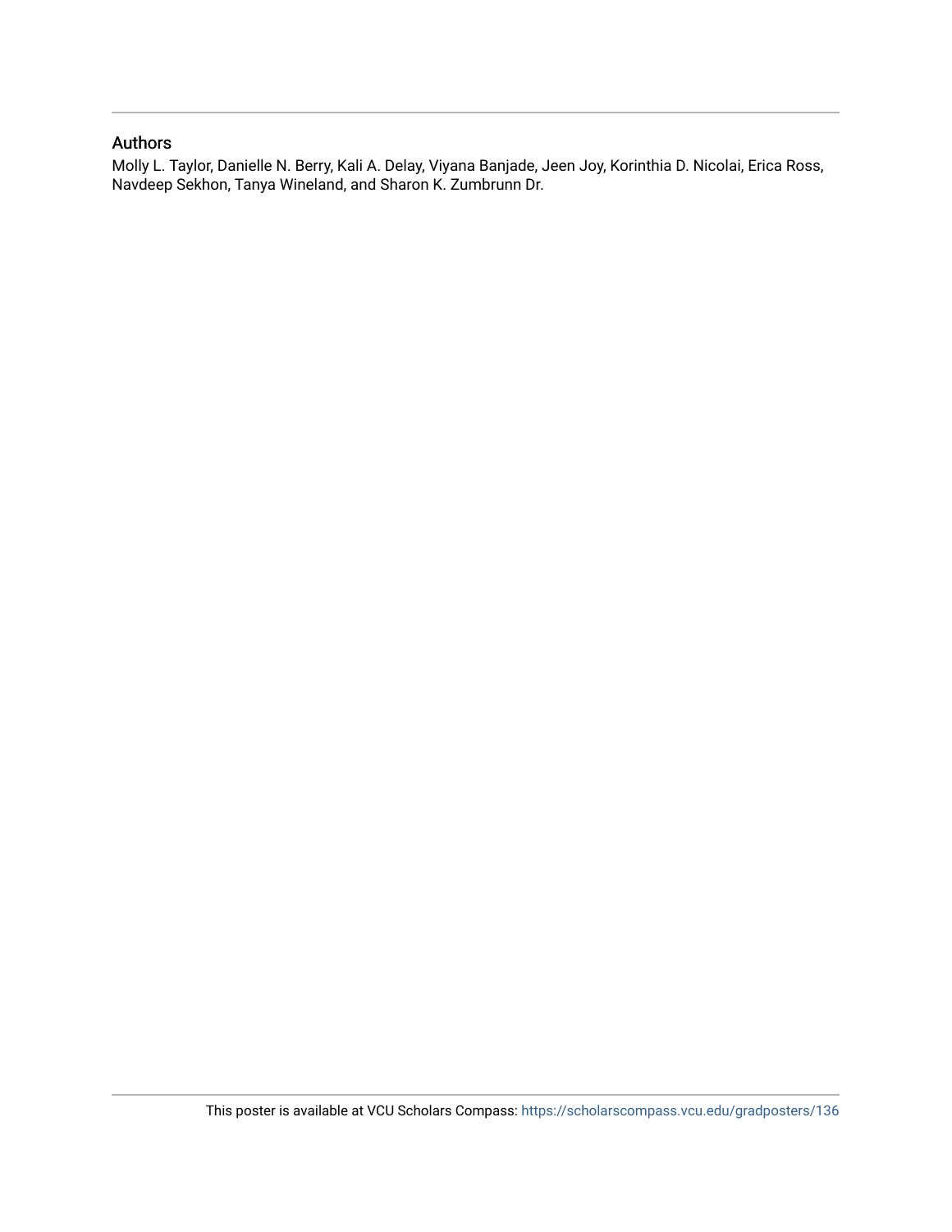## Authors

Molly L. Taylor, Danielle N. Berry, Kali A. Delay, Viyana Banjade, Jeen Joy, Korinthia D. Nicolai, Erica Ross, Navdeep Sekhon, Tanya Wineland, and Sharon K. Zumbrunn Dr.

This poster is available at VCU Scholars Compass: https://scholarscompass.vcu.edu/gradposters/136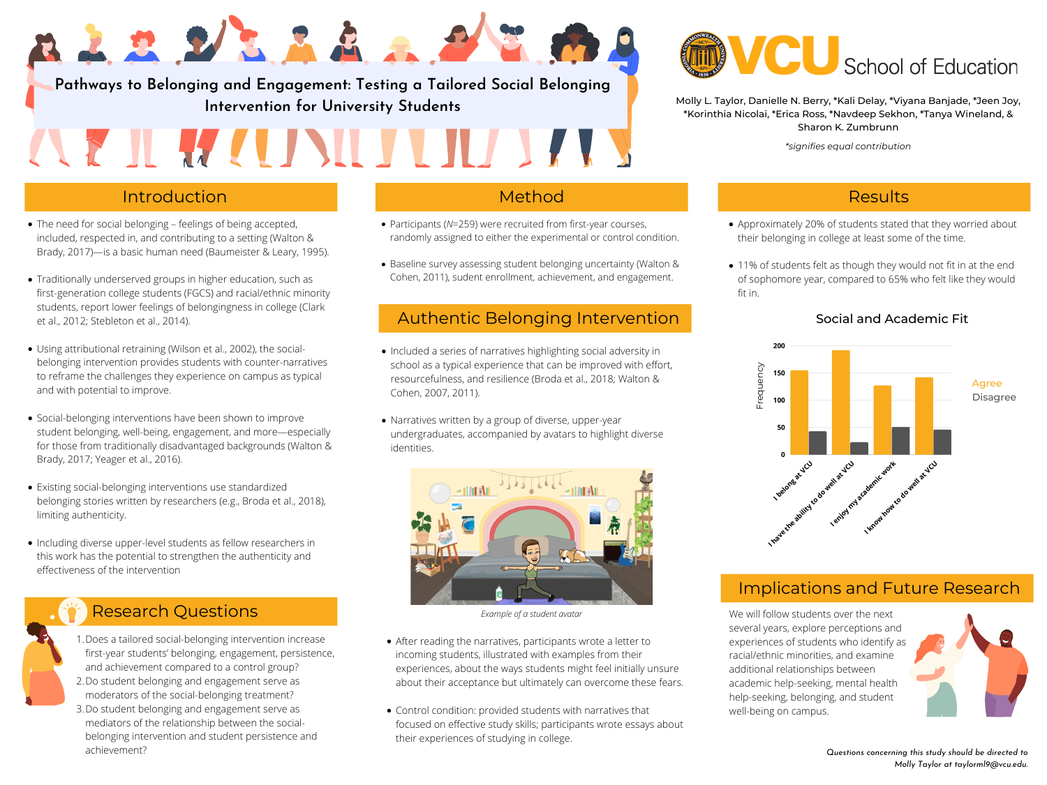# Pathways to Belonging and Engagement: Testing a Tailored Social Belonging Intervention for University Students

VCU School of Education

Molly L. Taylor, Danielle N. Berry, *Kali Delay, *Viyana Banjade, *Jeen Joy, *Korinthia Nicolai, *Erica Ross, *Navdeep Sekhon, *Tanya Wineland, & Sharon K. Zumbrunn

*signifies equal contribution*

## Introduction

- The need for social belonging – feelings of being accepted, included, respected in, and contributing to a setting (Walton & Brady, 2017)—is a basic human need (Baumeister & Leary, 1995).
- Traditionally underserved groups in higher education, such as first-generation college students (FGCS) and racial/ethnic minority students, report lower feelings of belongingness in college (Clark et al., 2012; Stebleton et al., 2014).
- Using attributional retraining (Wilson et al., 2002), the social-belonging intervention provides students with counter-narratives to reframe the challenges they experience on campus as typical and with potential to improve.
- Social-belonging interventions have been shown to improve student belonging, well-being, engagement, and more—especially for those from traditionally disadvantaged backgrounds (Walton & Brady, 2017; Yeager et al., 2016).
- Existing social-belonging interventions use standardized belonging stories written by researchers (e.g., Broda et al., 2018), limiting authenticity.
- Including diverse upper-level students as fellow researchers in this work has the potential to strengthen the authenticity and effectiveness of the intervention

## Research Questions

1. Does a tailored social-belonging intervention increase first-year students' belonging, engagement, persistence, and achievement compared to a control group?
2. Do student belonging and engagement serve as moderators of the social-belonging treatment?
3. Do student belonging and engagement serve as mediators of the relationship between the social-belonging intervention and student persistence and achievement?

## Method

- Participants ($N$=259) were recruited from first-year courses, randomly assigned to either the experimental or control condition.
- Baseline survey assessing student belonging uncertainty (Walton & Cohen, 2011), sudent enrollment, achievement, and engagement.

## Authentic Belonging Intervention

- Included a series of narratives highlighting social adversity in school as a typical experience that can be improved with effort, resourcefulness, and resilience (Broda et al., 2018; Walton & Cohen, 2007, 2011).
- Narratives written by a group of diverse, upper-year undergraduates, accompanied by avatars to highlight diverse identities.

*Example of a student avatar*

- After reading the narratives, participants wrote a letter to incoming students, illustrated with examples from their experiences, about the ways students might feel initially unsure about their acceptance but ultimately can overcome these fears.
- Control condition: provided students with narratives that focused on effective study skills; participants wrote essays about their experiences of studying in college.

## Results

- Approximately 20% of students stated that they worried about their belonging in college at least some of the time.
- 11% of students felt as though they would not fit in at the end of sophomore year, compared to 65% who felt like they would fit in.

### Social and Academic Fit

Frequency

200
150
100
50
0

Agree
Disagree

I belong at VCU
I have the ability to do well at VCU
I enjoy my academic work
I know how to do well at VCU

## Implications and Future Research

We will follow students over the next several years, explore perceptions and experiences of students who identify as racial/ethnic minorities, and examine additional relationships between academic help-seeking, mental health help-seeking, belonging, and student well-being on campus.

*Questions concerning this study should be directed to Molly Taylor at taylorml9@vcu.edu.*